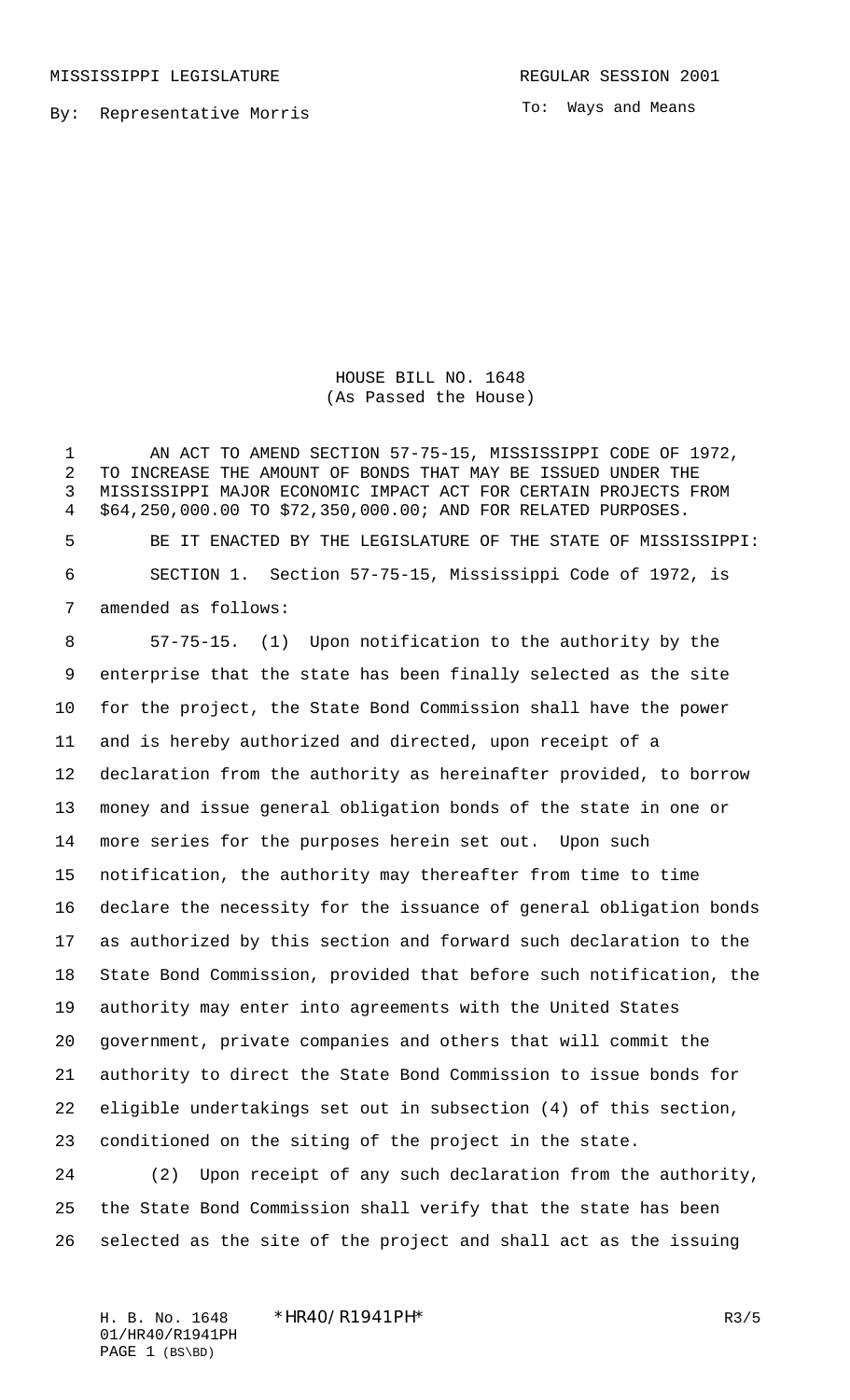MISSISSIPPI LEGISLATURE REGULAR SESSION 2001

By: Representative Morris

To: Ways and Means

HOUSE BILL NO. 1648
(As Passed the House)

AN ACT TO AMEND SECTION 57-75-15, MISSISSIPPI CODE OF 1972, TO INCREASE THE AMOUNT OF BONDS THAT MAY BE ISSUED UNDER THE MISSISSIPPI MAJOR ECONOMIC IMPACT ACT FOR CERTAIN PROJECTS FROM $64,250,000.00 TO $72,350,000.00; AND FOR RELATED PURPOSES.

BE IT ENACTED BY THE LEGISLATURE OF THE STATE OF MISSISSIPPI:

SECTION 1. Section 57-75-15, Mississippi Code of 1972, is amended as follows:

57-75-15. (1) Upon notification to the authority by the enterprise that the state has been finally selected as the site for the project, the State Bond Commission shall have the power and is hereby authorized and directed, upon receipt of a declaration from the authority as hereinafter provided, to borrow money and issue general obligation bonds of the state in one or more series for the purposes herein set out. Upon such notification, the authority may thereafter from time to time declare the necessity for the issuance of general obligation bonds as authorized by this section and forward such declaration to the State Bond Commission, provided that before such notification, the authority may enter into agreements with the United States government, private companies and others that will commit the authority to direct the State Bond Commission to issue bonds for eligible undertakings set out in subsection (4) of this section, conditioned on the siting of the project in the state.

(2) Upon receipt of any such declaration from the authority, the State Bond Commission shall verify that the state has been selected as the site of the project and shall act as the issuing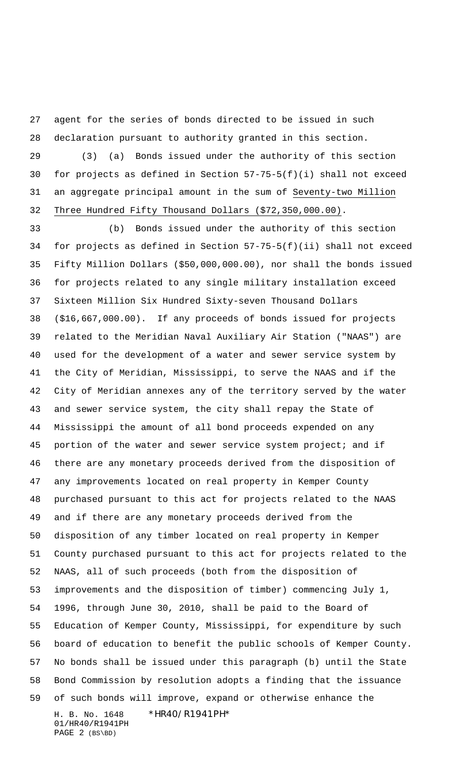agent for the series of bonds directed to be issued in such declaration pursuant to authority granted in this section.

(3) (a) Bonds issued under the authority of this section for projects as defined in Section 57-75-5(f)(i) shall not exceed an aggregate principal amount in the sum of Seventy-two Million Three Hundred Fifty Thousand Dollars ($72,350,000.00).

(b) Bonds issued under the authority of this section for projects as defined in Section 57-75-5(f)(ii) shall not exceed Fifty Million Dollars ($50,000,000.00), nor shall the bonds issued for projects related to any single military installation exceed Sixteen Million Six Hundred Sixty-seven Thousand Dollars ($16,667,000.00). If any proceeds of bonds issued for projects related to the Meridian Naval Auxiliary Air Station ("NAAS") are used for the development of a water and sewer service system by the City of Meridian, Mississippi, to serve the NAAS and if the City of Meridian annexes any of the territory served by the water and sewer service system, the city shall repay the State of Mississippi the amount of all bond proceeds expended on any portion of the water and sewer service system project; and if there are any monetary proceeds derived from the disposition of any improvements located on real property in Kemper County purchased pursuant to this act for projects related to the NAAS and if there are any monetary proceeds derived from the disposition of any timber located on real property in Kemper County purchased pursuant to this act for projects related to the NAAS, all of such proceeds (both from the disposition of improvements and the disposition of timber) commencing July 1, 1996, through June 30, 2010, shall be paid to the Board of Education of Kemper County, Mississippi, for expenditure by such board of education to benefit the public schools of Kemper County. No bonds shall be issued under this paragraph (b) until the State Bond Commission by resolution adopts a finding that the issuance of such bonds will improve, expand or otherwise enhance the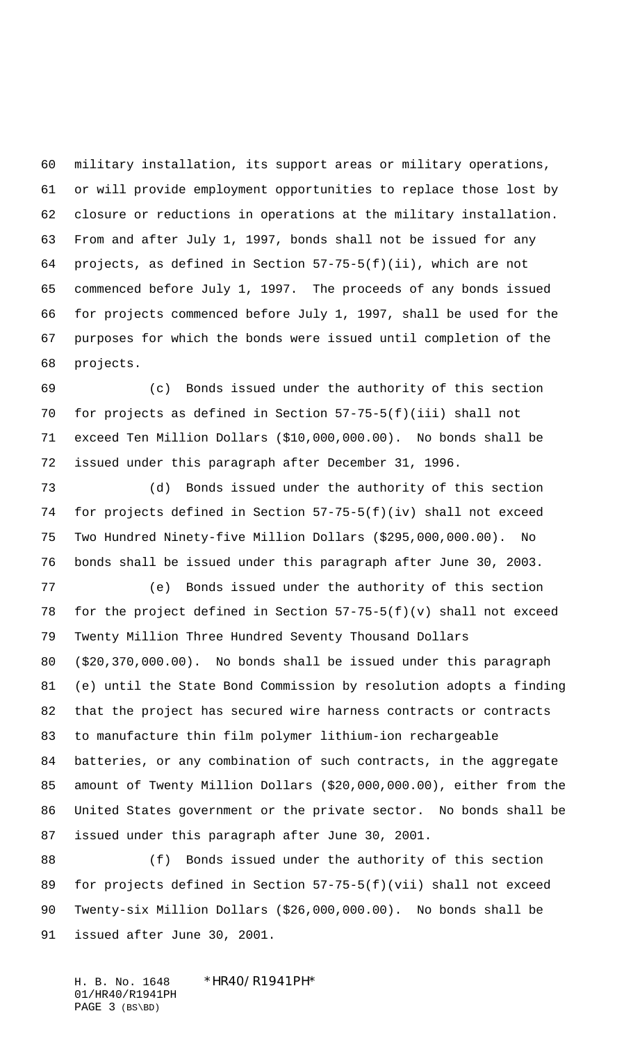military installation, its support areas or military operations, or will provide employment opportunities to replace those lost by closure or reductions in operations at the military installation. From and after July 1, 1997, bonds shall not be issued for any projects, as defined in Section 57-75-5(f)(ii), which are not commenced before July 1, 1997. The proceeds of any bonds issued for projects commenced before July 1, 1997, shall be used for the purposes for which the bonds were issued until completion of the projects.

(c) Bonds issued under the authority of this section for projects as defined in Section 57-75-5(f)(iii) shall not exceed Ten Million Dollars ($10,000,000.00). No bonds shall be issued under this paragraph after December 31, 1996.

(d) Bonds issued under the authority of this section for projects defined in Section 57-75-5(f)(iv) shall not exceed Two Hundred Ninety-five Million Dollars ($295,000,000.00). No bonds shall be issued under this paragraph after June 30, 2003.

(e) Bonds issued under the authority of this section for the project defined in Section 57-75-5(f)(v) shall not exceed Twenty Million Three Hundred Seventy Thousand Dollars ($20,370,000.00). No bonds shall be issued under this paragraph (e) until the State Bond Commission by resolution adopts a finding that the project has secured wire harness contracts or contracts to manufacture thin film polymer lithium-ion rechargeable batteries, or any combination of such contracts, in the aggregate amount of Twenty Million Dollars ($20,000,000.00), either from the United States government or the private sector. No bonds shall be issued under this paragraph after June 30, 2001.

(f) Bonds issued under the authority of this section for projects defined in Section 57-75-5(f)(vii) shall not exceed Twenty-six Million Dollars ($26,000,000.00). No bonds shall be issued after June 30, 2001.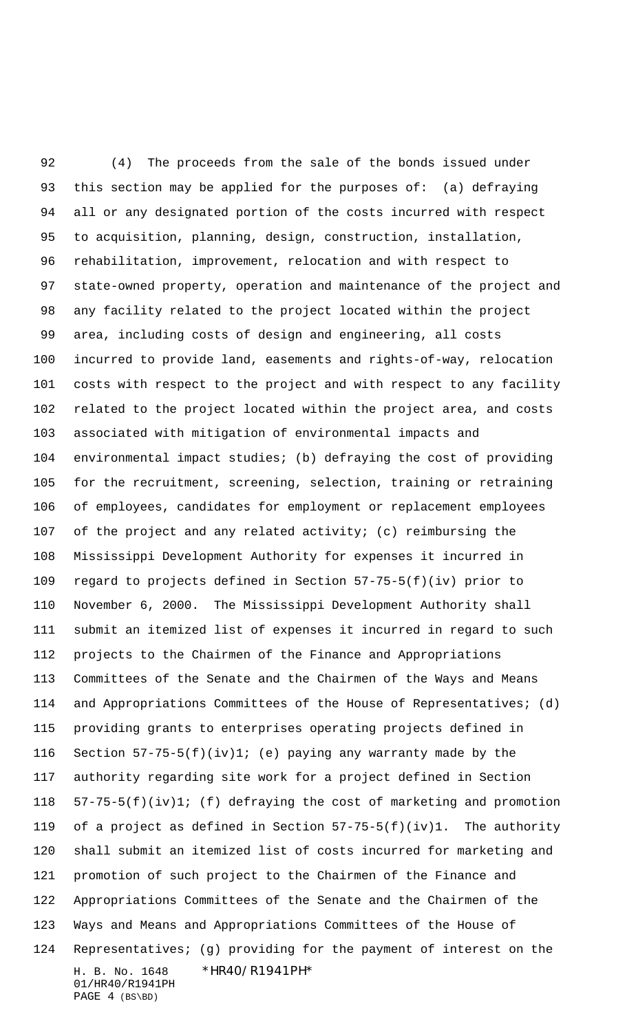(4) The proceeds from the sale of the bonds issued under this section may be applied for the purposes of: (a) defraying all or any designated portion of the costs incurred with respect to acquisition, planning, design, construction, installation, rehabilitation, improvement, relocation and with respect to state-owned property, operation and maintenance of the project and any facility related to the project located within the project area, including costs of design and engineering, all costs incurred to provide land, easements and rights-of-way, relocation costs with respect to the project and with respect to any facility related to the project located within the project area, and costs associated with mitigation of environmental impacts and environmental impact studies; (b) defraying the cost of providing for the recruitment, screening, selection, training or retraining of employees, candidates for employment or replacement employees of the project and any related activity; (c) reimbursing the Mississippi Development Authority for expenses it incurred in regard to projects defined in Section 57-75-5(f)(iv) prior to November 6, 2000. The Mississippi Development Authority shall submit an itemized list of expenses it incurred in regard to such projects to the Chairmen of the Finance and Appropriations Committees of the Senate and the Chairmen of the Ways and Means and Appropriations Committees of the House of Representatives; (d) providing grants to enterprises operating projects defined in Section 57-75-5(f)(iv)1; (e) paying any warranty made by the authority regarding site work for a project defined in Section 57-75-5(f)(iv)1; (f) defraying the cost of marketing and promotion of a project as defined in Section 57-75-5(f)(iv)1. The authority shall submit an itemized list of costs incurred for marketing and promotion of such project to the Chairmen of the Finance and Appropriations Committees of the Senate and the Chairmen of the Ways and Means and Appropriations Committees of the House of Representatives; (g) providing for the payment of interest on the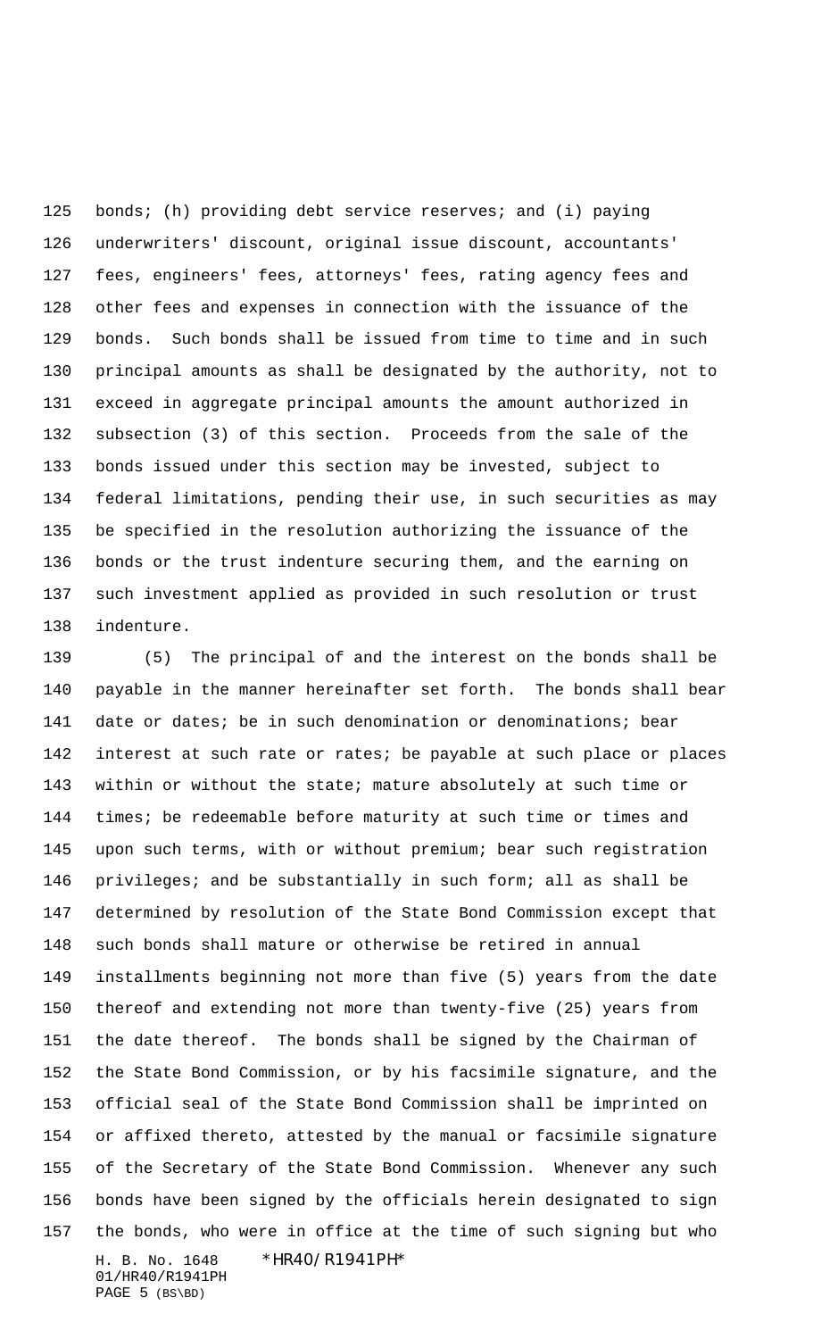bonds; (h) providing debt service reserves; and (i) paying underwriters' discount, original issue discount, accountants' fees, engineers' fees, attorneys' fees, rating agency fees and other fees and expenses in connection with the issuance of the bonds. Such bonds shall be issued from time to time and in such principal amounts as shall be designated by the authority, not to exceed in aggregate principal amounts the amount authorized in subsection (3) of this section. Proceeds from the sale of the bonds issued under this section may be invested, subject to federal limitations, pending their use, in such securities as may be specified in the resolution authorizing the issuance of the bonds or the trust indenture securing them, and the earning on such investment applied as provided in such resolution or trust indenture.

(5) The principal of and the interest on the bonds shall be payable in the manner hereinafter set forth. The bonds shall bear date or dates; be in such denomination or denominations; bear interest at such rate or rates; be payable at such place or places within or without the state; mature absolutely at such time or times; be redeemable before maturity at such time or times and upon such terms, with or without premium; bear such registration privileges; and be substantially in such form; all as shall be determined by resolution of the State Bond Commission except that such bonds shall mature or otherwise be retired in annual installments beginning not more than five (5) years from the date thereof and extending not more than twenty-five (25) years from the date thereof. The bonds shall be signed by the Chairman of the State Bond Commission, or by his facsimile signature, and the official seal of the State Bond Commission shall be imprinted on or affixed thereto, attested by the manual or facsimile signature of the Secretary of the State Bond Commission. Whenever any such bonds have been signed by the officials herein designated to sign the bonds, who were in office at the time of such signing but who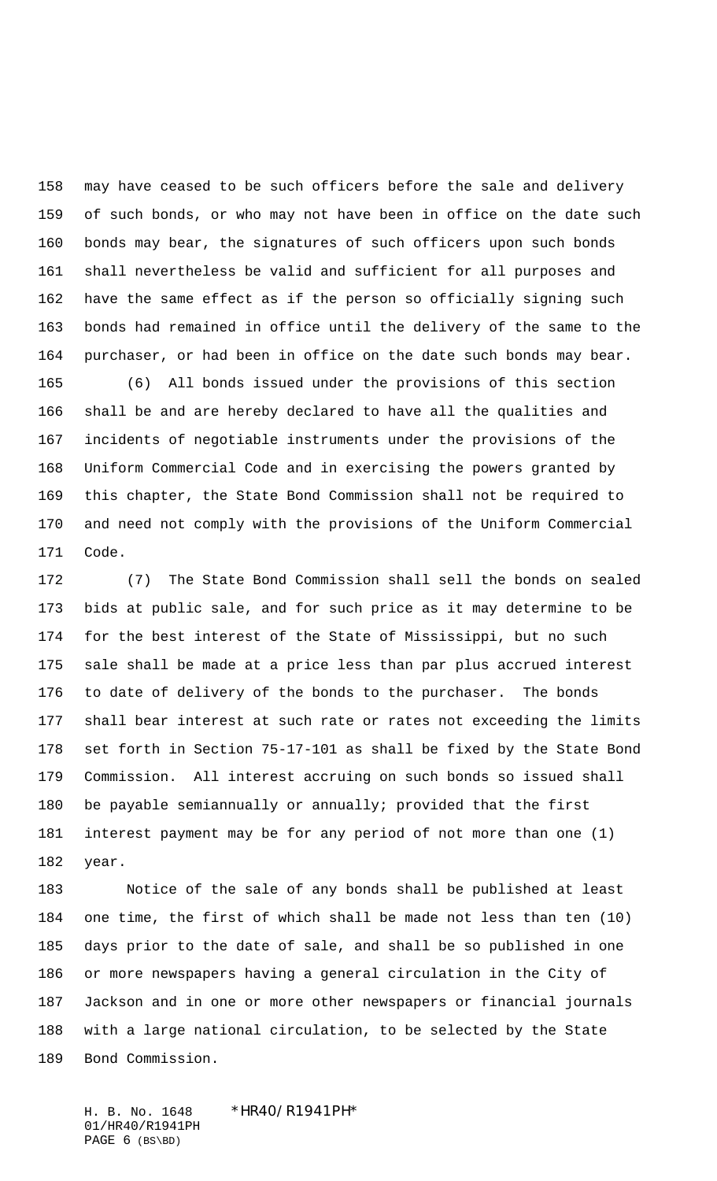may have ceased to be such officers before the sale and delivery of such bonds, or who may not have been in office on the date such bonds may bear, the signatures of such officers upon such bonds shall nevertheless be valid and sufficient for all purposes and have the same effect as if the person so officially signing such bonds had remained in office until the delivery of the same to the purchaser, or had been in office on the date such bonds may bear.

(6) All bonds issued under the provisions of this section shall be and are hereby declared to have all the qualities and incidents of negotiable instruments under the provisions of the Uniform Commercial Code and in exercising the powers granted by this chapter, the State Bond Commission shall not be required to and need not comply with the provisions of the Uniform Commercial Code.

(7) The State Bond Commission shall sell the bonds on sealed bids at public sale, and for such price as it may determine to be for the best interest of the State of Mississippi, but no such sale shall be made at a price less than par plus accrued interest to date of delivery of the bonds to the purchaser. The bonds shall bear interest at such rate or rates not exceeding the limits set forth in Section 75-17-101 as shall be fixed by the State Bond Commission. All interest accruing on such bonds so issued shall be payable semiannually or annually; provided that the first interest payment may be for any period of not more than one (1) year.

Notice of the sale of any bonds shall be published at least one time, the first of which shall be made not less than ten (10) days prior to the date of sale, and shall be so published in one or more newspapers having a general circulation in the City of Jackson and in one or more other newspapers or financial journals with a large national circulation, to be selected by the State Bond Commission.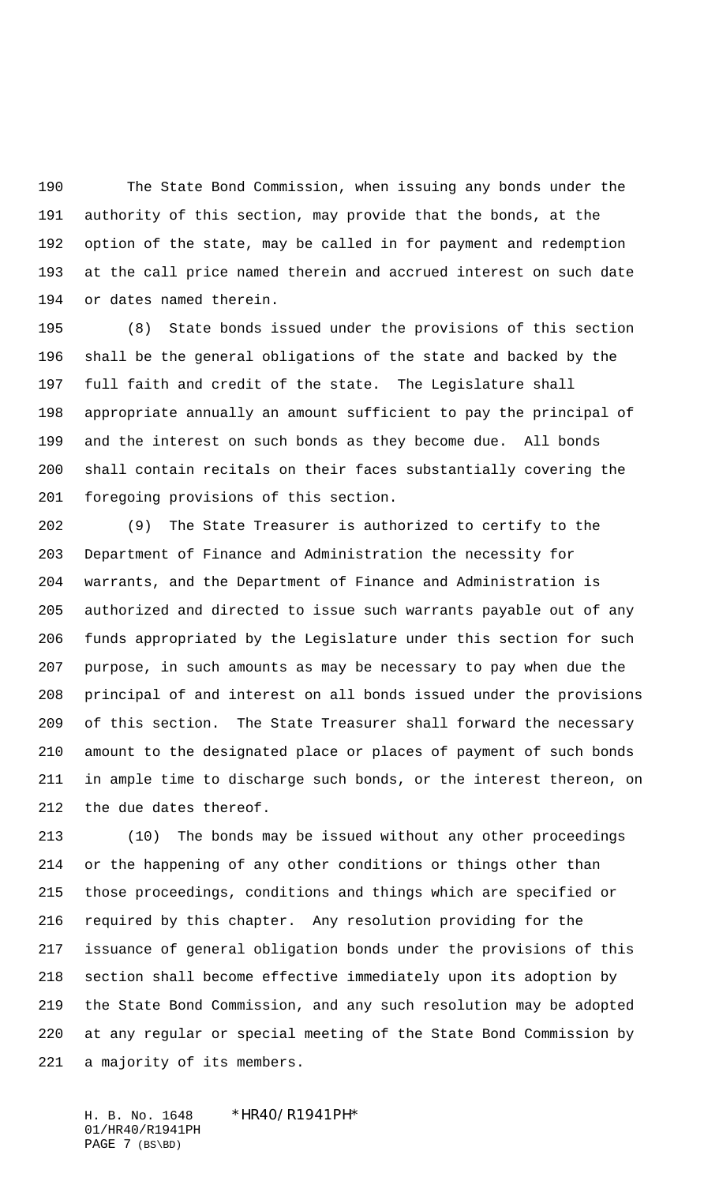The State Bond Commission, when issuing any bonds under the authority of this section, may provide that the bonds, at the option of the state, may be called in for payment and redemption at the call price named therein and accrued interest on such date or dates named therein.

(8) State bonds issued under the provisions of this section shall be the general obligations of the state and backed by the full faith and credit of the state. The Legislature shall appropriate annually an amount sufficient to pay the principal of and the interest on such bonds as they become due. All bonds shall contain recitals on their faces substantially covering the foregoing provisions of this section.

(9) The State Treasurer is authorized to certify to the Department of Finance and Administration the necessity for warrants, and the Department of Finance and Administration is authorized and directed to issue such warrants payable out of any funds appropriated by the Legislature under this section for such purpose, in such amounts as may be necessary to pay when due the principal of and interest on all bonds issued under the provisions of this section. The State Treasurer shall forward the necessary amount to the designated place or places of payment of such bonds in ample time to discharge such bonds, or the interest thereon, on the due dates thereof.

(10) The bonds may be issued without any other proceedings or the happening of any other conditions or things other than those proceedings, conditions and things which are specified or required by this chapter. Any resolution providing for the issuance of general obligation bonds under the provisions of this section shall become effective immediately upon its adoption by the State Bond Commission, and any such resolution may be adopted at any regular or special meeting of the State Bond Commission by a majority of its members.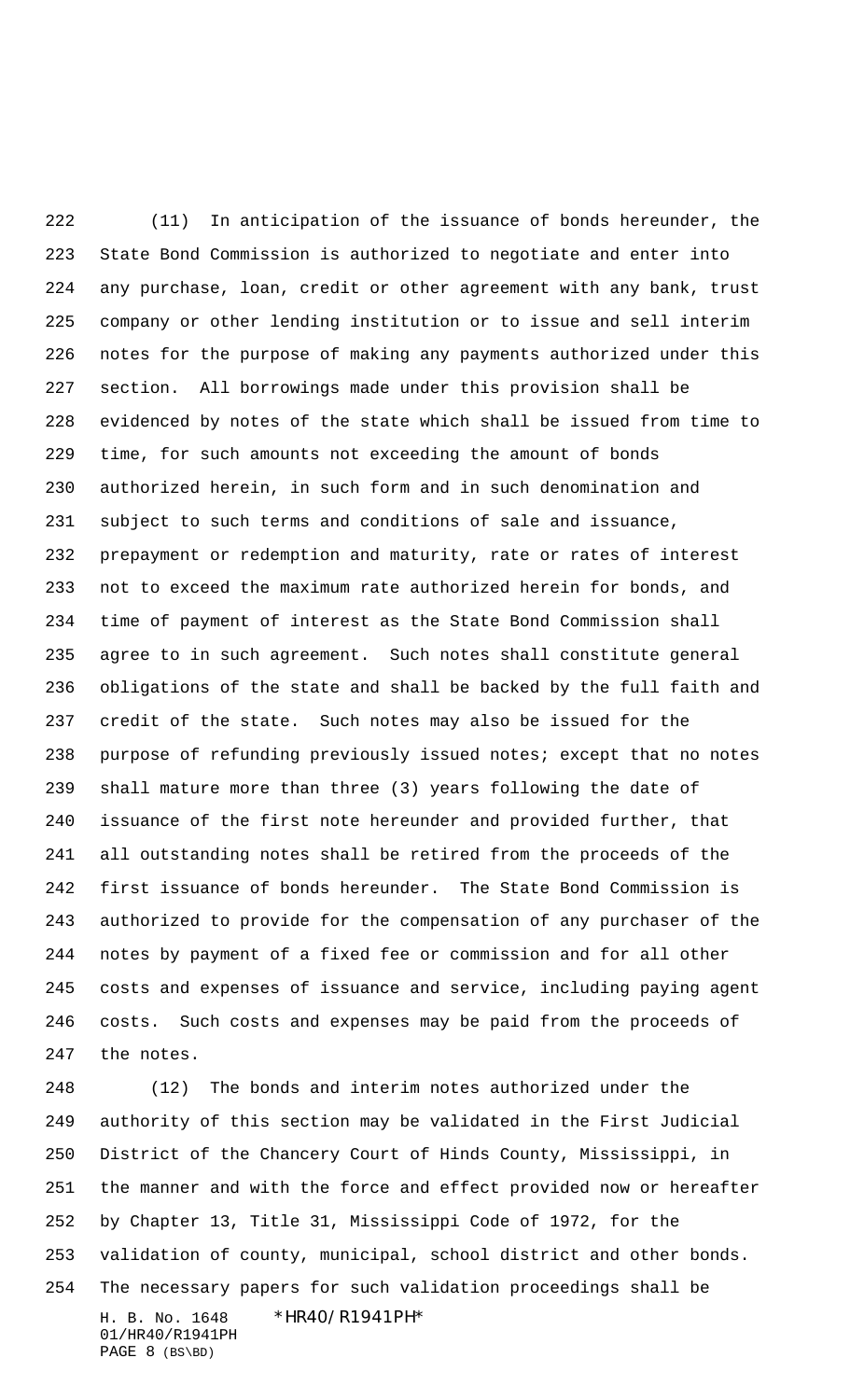(11) In anticipation of the issuance of bonds hereunder, the State Bond Commission is authorized to negotiate and enter into any purchase, loan, credit or other agreement with any bank, trust company or other lending institution or to issue and sell interim notes for the purpose of making any payments authorized under this section. All borrowings made under this provision shall be evidenced by notes of the state which shall be issued from time to time, for such amounts not exceeding the amount of bonds authorized herein, in such form and in such denomination and subject to such terms and conditions of sale and issuance, prepayment or redemption and maturity, rate or rates of interest not to exceed the maximum rate authorized herein for bonds, and time of payment of interest as the State Bond Commission shall agree to in such agreement. Such notes shall constitute general obligations of the state and shall be backed by the full faith and credit of the state. Such notes may also be issued for the purpose of refunding previously issued notes; except that no notes shall mature more than three (3) years following the date of issuance of the first note hereunder and provided further, that all outstanding notes shall be retired from the proceeds of the first issuance of bonds hereunder. The State Bond Commission is authorized to provide for the compensation of any purchaser of the notes by payment of a fixed fee or commission and for all other costs and expenses of issuance and service, including paying agent costs. Such costs and expenses may be paid from the proceeds of the notes.

(12) The bonds and interim notes authorized under the authority of this section may be validated in the First Judicial District of the Chancery Court of Hinds County, Mississippi, in the manner and with the force and effect provided now or hereafter by Chapter 13, Title 31, Mississippi Code of 1972, for the validation of county, municipal, school district and other bonds. The necessary papers for such validation proceedings shall be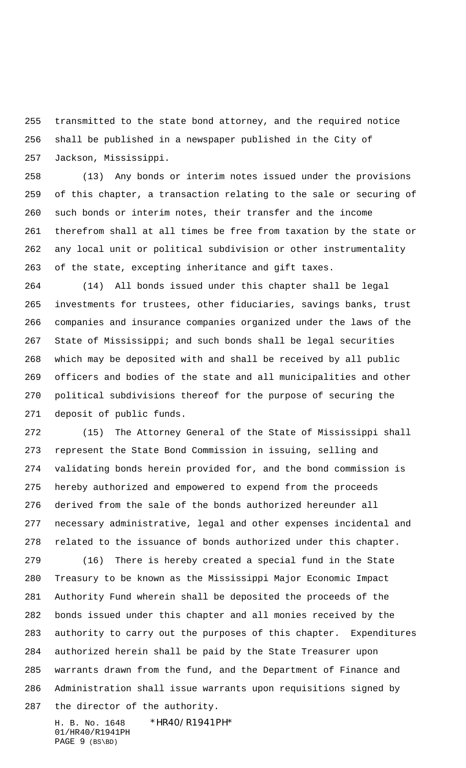transmitted to the state bond attorney, and the required notice shall be published in a newspaper published in the City of Jackson, Mississippi.

(13) Any bonds or interim notes issued under the provisions of this chapter, a transaction relating to the sale or securing of such bonds or interim notes, their transfer and the income therefrom shall at all times be free from taxation by the state or any local unit or political subdivision or other instrumentality of the state, excepting inheritance and gift taxes.

(14) All bonds issued under this chapter shall be legal investments for trustees, other fiduciaries, savings banks, trust companies and insurance companies organized under the laws of the State of Mississippi; and such bonds shall be legal securities which may be deposited with and shall be received by all public officers and bodies of the state and all municipalities and other political subdivisions thereof for the purpose of securing the deposit of public funds.

(15) The Attorney General of the State of Mississippi shall represent the State Bond Commission in issuing, selling and validating bonds herein provided for, and the bond commission is hereby authorized and empowered to expend from the proceeds derived from the sale of the bonds authorized hereunder all necessary administrative, legal and other expenses incidental and related to the issuance of bonds authorized under this chapter.

(16) There is hereby created a special fund in the State Treasury to be known as the Mississippi Major Economic Impact Authority Fund wherein shall be deposited the proceeds of the bonds issued under this chapter and all monies received by the authority to carry out the purposes of this chapter. Expenditures authorized herein shall be paid by the State Treasurer upon warrants drawn from the fund, and the Department of Finance and Administration shall issue warrants upon requisitions signed by the director of the authority.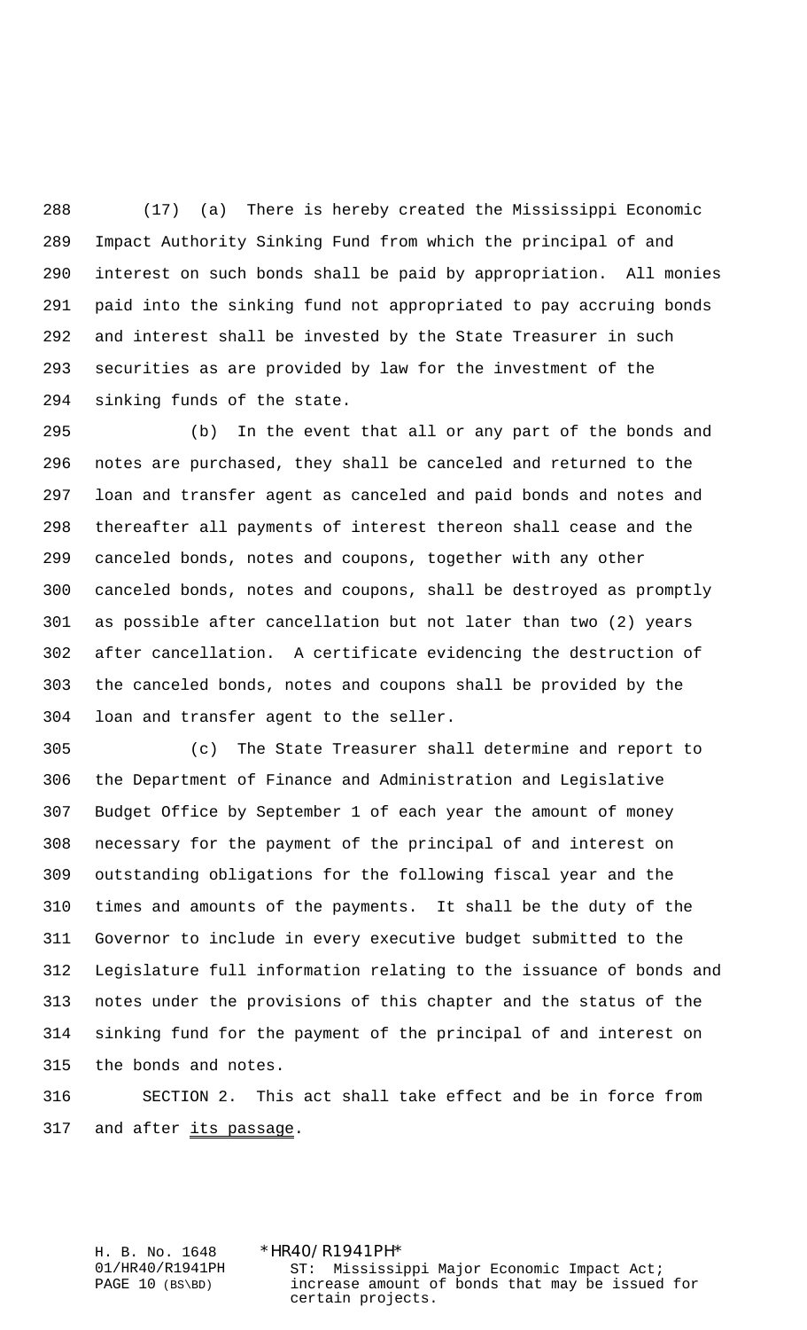(17) (a) There is hereby created the Mississippi Economic Impact Authority Sinking Fund from which the principal of and interest on such bonds shall be paid by appropriation. All monies paid into the sinking fund not appropriated to pay accruing bonds and interest shall be invested by the State Treasurer in such securities as are provided by law for the investment of the sinking funds of the state.

(b) In the event that all or any part of the bonds and notes are purchased, they shall be canceled and returned to the loan and transfer agent as canceled and paid bonds and notes and thereafter all payments of interest thereon shall cease and the canceled bonds, notes and coupons, together with any other canceled bonds, notes and coupons, shall be destroyed as promptly as possible after cancellation but not later than two (2) years after cancellation. A certificate evidencing the destruction of the canceled bonds, notes and coupons shall be provided by the loan and transfer agent to the seller.

(c) The State Treasurer shall determine and report to the Department of Finance and Administration and Legislative Budget Office by September 1 of each year the amount of money necessary for the payment of the principal of and interest on outstanding obligations for the following fiscal year and the times and amounts of the payments. It shall be the duty of the Governor to include in every executive budget submitted to the Legislature full information relating to the issuance of bonds and notes under the provisions of this chapter and the status of the sinking fund for the payment of the principal of and interest on the bonds and notes.

SECTION 2. This act shall take effect and be in force from and after its passage.

H. B. No. 1648
01/HR40/R1941PH
ST: Mississippi Major Economic Impact Act; increase amount of bonds that may be issued for certain projects.